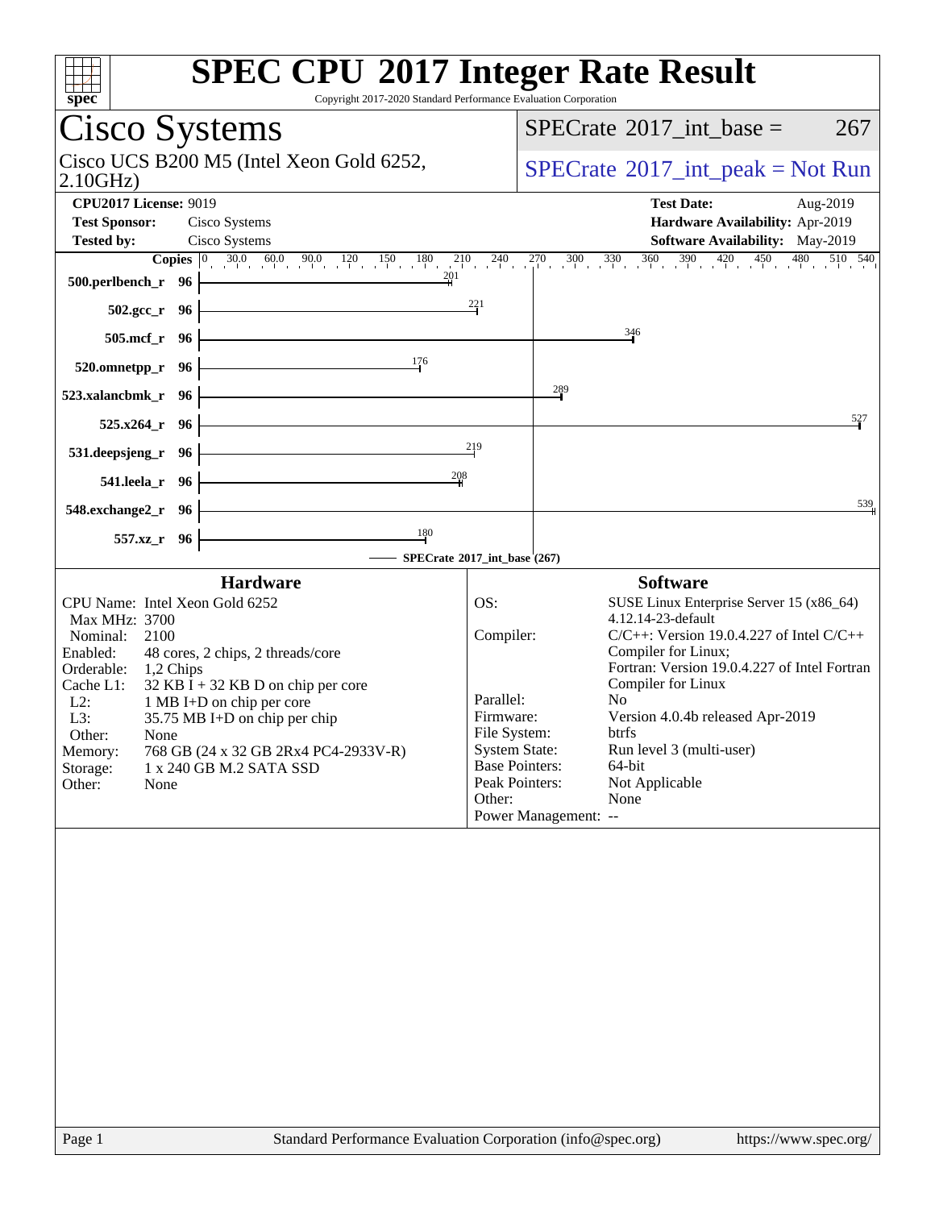# SPEC CPU 2017 Integer Rate Result

Copyright 2017-2020 Standard Performance Evaluation Corporation

## Cisco Systems

Cisco UCS B200 M5 (Intel Xeon Gold 6252, 2.10GHz)

SPECrate 2017_int_base = 267

SPECrate 2017_int_peak = Not Run

**CPU2017 License:** 9019
**Test Sponsor:** Cisco Systems
**Tested by:** Cisco Systems

**Test Date:** Aug-2019
**Hardware Availability:** Apr-2019
**Software Availability:** May-2019

| Benchmark | Copies | Base Ratio |
|---|---|---|
| 500.perlbench_r | 96 | 201 |
| 502.gcc_r | 96 | 221 |
| 505.mcf_r | 96 | 346 |
| 520.omnetpp_r | 96 | 176 |
| 523.xalancbmk_r | 96 | 289 |
| 525.x264_r | 96 | 527 |
| 531.deepsjeng_r | 96 | 219 |
| 541.leela_r | 96 | 208 |
| 548.exchange2_r | 96 | 539 |
| 557.xz_r | 96 | 180 |

SPECrate 2017_int_base (267)

### Hardware

| | |
|---|---|
| CPU Name: | Intel Xeon Gold 6252 |
| Max MHz: | 3700 |
| Nominal: | 2100 |
| Enabled: | 48 cores, 2 chips, 2 threads/core |
| Orderable: | 1,2 Chips |
| Cache L1: | 32 KB I + 32 KB D on chip per core |
| L2: | 1 MB I+D on chip per core |
| L3: | 35.75 MB I+D on chip per chip |
| Other: | None |
| Memory: | 768 GB (24 x 32 GB 2Rx4 PC4-2933V-R) |
| Storage: | 1 x 240 GB M.2 SATA SSD |
| Other: | None |

### Software

| | |
|---|---|
| OS: | SUSE Linux Enterprise Server 15 (x86_64) 4.12.14-23-default |
| Compiler: | C/C++: Version 19.0.4.227 of Intel C/C++ Compiler for Linux; Fortran: Version 19.0.4.227 of Intel Fortran Compiler for Linux |
| Parallel: | No |
| Firmware: | Version 4.0.4b released Apr-2019 |
| File System: | btrfs |
| System State: | Run level 3 (multi-user) |
| Base Pointers: | 64-bit |
| Peak Pointers: | Not Applicable |
| Other: | None |
| Power Management: | -- |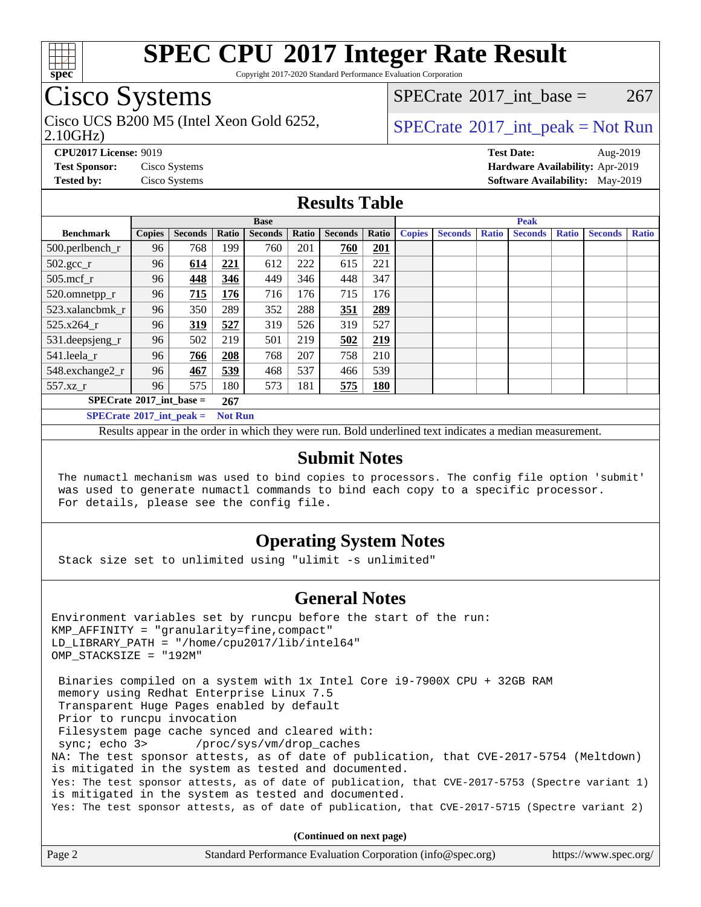# SPEC CPU 2017 Integer Rate Result

Copyright 2017-2020 Standard Performance Evaluation Corporation

## Cisco Systems

Cisco UCS B200 M5 (Intel Xeon Gold 6252, 2.10GHz)

SPECrate 2017_int_base = 267

SPECrate 2017_int_peak = Not Run

**CPU2017 License:** 9019
**Test Sponsor:** Cisco Systems
**Tested by:** Cisco Systems

**Test Date:** Aug-2019
**Hardware Availability:** Apr-2019
**Software Availability:** May-2019

## Results Table

| Benchmark | Base | | | | | | | Peak | | | | | | |
|---|---|---|---|---|---|---|---|---|---|---|---|---|---|---|
| | Copies | Seconds | Ratio | Seconds | Ratio | Seconds | Ratio | Copies | Seconds | Ratio | Seconds | Ratio | Seconds | Ratio |
| 500.perlbench_r | 96 | 768 | 199 | 760 | 201 | **760** | **201** | | | | | | | |
| 502.gcc_r | 96 | **614** | **221** | 612 | 222 | 615 | 221 | | | | | | | |
| 505.mcf_r | 96 | **448** | **346** | 449 | 346 | 448 | 347 | | | | | | | |
| 520.omnetpp_r | 96 | **715** | **176** | 716 | 176 | 715 | 176 | | | | | | | |
| 523.xalancbmk_r | 96 | 350 | 289 | 352 | 288 | **351** | **289** | | | | | | | |
| 525.x264_r | 96 | **319** | **527** | 319 | 526 | 319 | 527 | | | | | | | |
| 531.deepsjeng_r | 96 | 502 | 219 | 501 | 219 | **502** | **219** | | | | | | | |
| 541.leela_r | 96 | **766** | **208** | 768 | 207 | 758 | 210 | | | | | | | |
| 548.exchange2_r | 96 | **467** | **539** | 468 | 537 | 466 | 539 | | | | | | | |
| 557.xz_r | 96 | 575 | 180 | 573 | 181 | **575** | **180** | | | | | | | |

**SPECrate 2017_int_base = 267**

**SPECrate 2017_int_peak = Not Run**

Results appear in the order in which they were run. Bold underlined text indicates a median measurement.

## Submit Notes

```
The numactl mechanism was used to bind copies to processors. The config file option 'submit'
was used to generate numactl commands to bind each copy to a specific processor.
For details, please see the config file.
```

## Operating System Notes

```
Stack size set to unlimited using "ulimit -s unlimited"
```

## General Notes

```
Environment variables set by runcpu before the start of the run:
KMP_AFFINITY = "granularity=fine,compact"
LD_LIBRARY_PATH = "/home/cpu2017/lib/intel64"
OMP_STACKSIZE = "192M"

 Binaries compiled on a system with 1x Intel Core i9-7900X CPU + 32GB RAM
 memory using Redhat Enterprise Linux 7.5
 Transparent Huge Pages enabled by default
 Prior to runcpu invocation
 Filesystem page cache synced and cleared with:
 sync; echo 3>       /proc/sys/vm/drop_caches
NA: The test sponsor attests, as of date of publication, that CVE-2017-5754 (Meltdown)
is mitigated in the system as tested and documented.
Yes: The test sponsor attests, as of date of publication, that CVE-2017-5753 (Spectre variant 1)
is mitigated in the system as tested and documented.
Yes: The test sponsor attests, as of date of publication, that CVE-2017-5715 (Spectre variant 2)
```

**(Continued on next page)**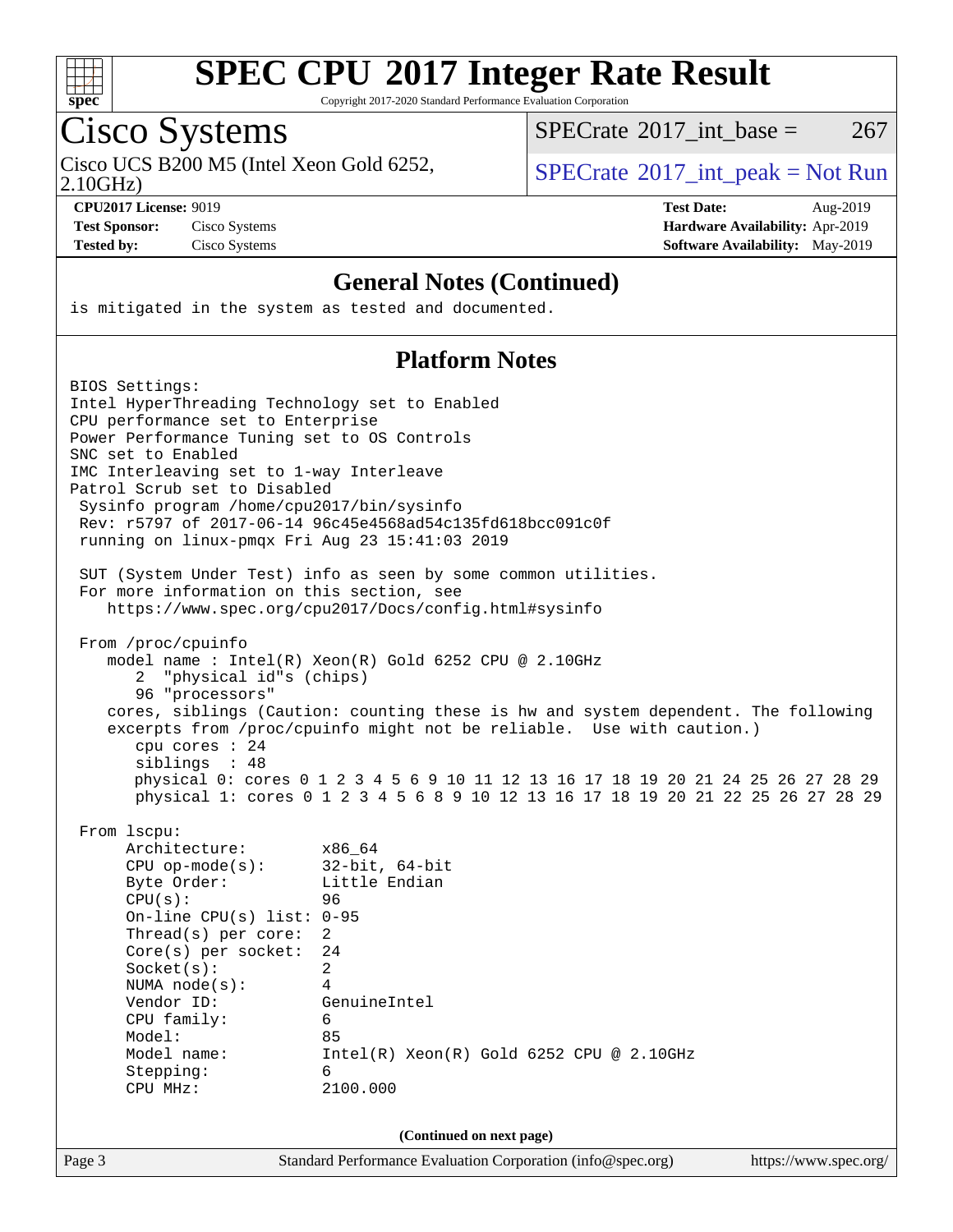## General Notes (Continued)

```
is mitigated in the system as tested and documented.
```

## Platform Notes

```
BIOS Settings:
Intel HyperThreading Technology set to Enabled
CPU performance set to Enterprise
Power Performance Tuning set to OS Controls
SNC set to Enabled
IMC Interleaving set to 1-way Interleave
Patrol Scrub set to Disabled
 Sysinfo program /home/cpu2017/bin/sysinfo
 Rev: r5797 of 2017-06-14 96c45e4568ad54c135fd618bcc091c0f
 running on linux-pmqx Fri Aug 23 15:41:03 2019

 SUT (System Under Test) info as seen by some common utilities.
 For more information on this section, see
    https://www.spec.org/cpu2017/Docs/config.html#sysinfo

 From /proc/cpuinfo
    model name : Intel(R) Xeon(R) Gold 6252 CPU @ 2.10GHz
       2  "physical id"s (chips)
       96 "processors"
    cores, siblings (Caution: counting these is hw and system dependent. The following
    excerpts from /proc/cpuinfo might not be reliable.  Use with caution.)
       cpu cores : 24
       siblings  : 48
       physical 0: cores 0 1 2 3 4 5 6 9 10 11 12 13 16 17 18 19 20 21 24 25 26 27 28 29
       physical 1: cores 0 1 2 3 4 5 6 8 9 10 12 13 16 17 18 19 20 21 22 25 26 27 28 29

 From lscpu:
      Architecture:        x86_64
      CPU op-mode(s):      32-bit, 64-bit
      Byte Order:          Little Endian
      CPU(s):              96
      On-line CPU(s) list: 0-95
      Thread(s) per core:  2
      Core(s) per socket:  24
      Socket(s):           2
      NUMA node(s):        4
      Vendor ID:           GenuineIntel
      CPU family:          6
      Model:               85
      Model name:          Intel(R) Xeon(R) Gold 6252 CPU @ 2.10GHz
      Stepping:            6
      CPU MHz:             2100.000
```

(Continued on next page)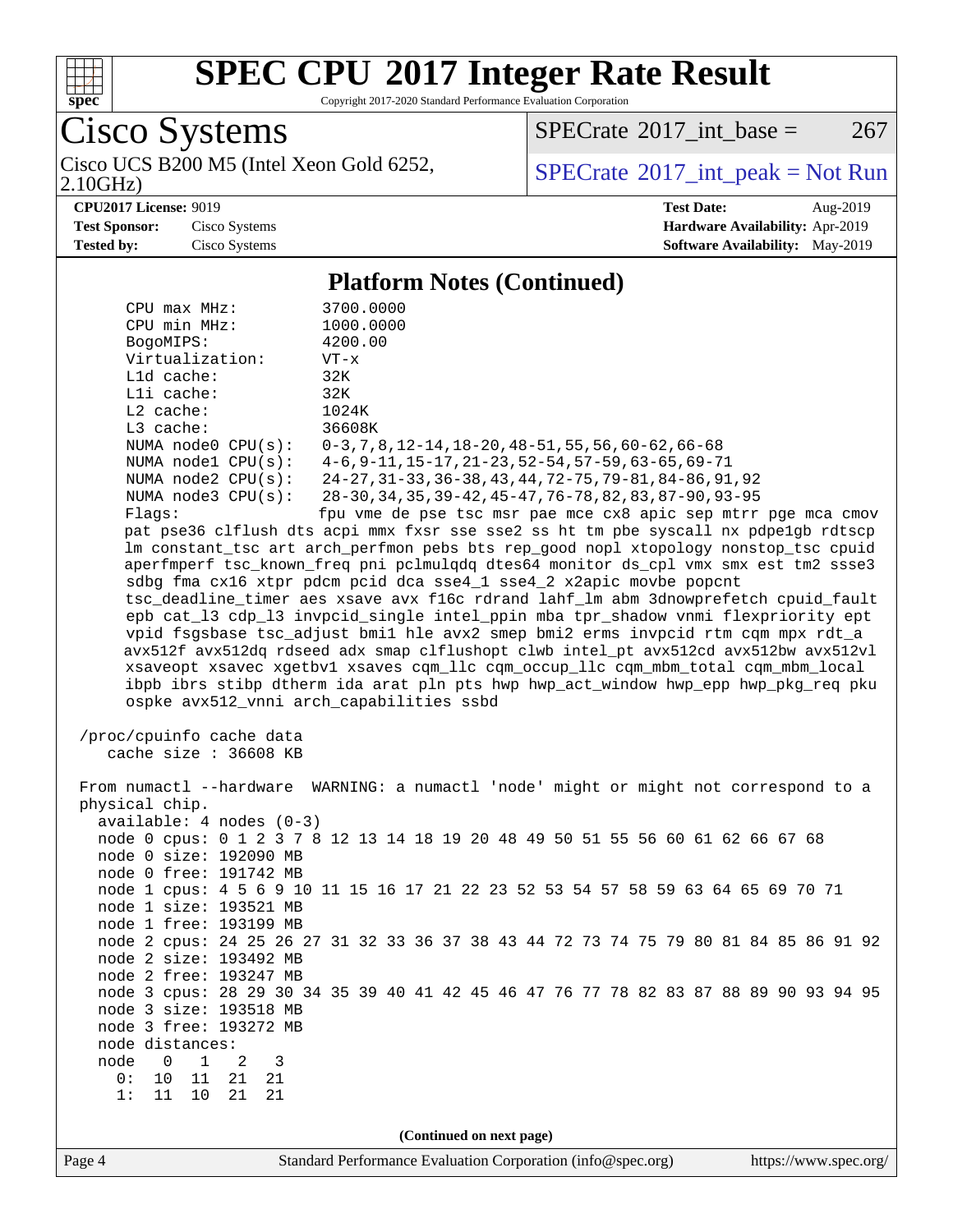# SPEC CPU 2017 Integer Rate Result

Copyright 2017-2020 Standard Performance Evaluation Corporation

**Cisco Systems**

Cisco UCS B200 M5 (Intel Xeon Gold 6252, 2.10GHz)

SPECrate 2017_int_base = 267

SPECrate 2017_int_peak = Not Run

**CPU2017 License:** 9019
**Test Sponsor:** Cisco Systems
**Tested by:** Cisco Systems

**Test Date:** Aug-2019
**Hardware Availability:** Apr-2019
**Software Availability:** May-2019

## Platform Notes (Continued)

```
      CPU max MHz:           3700.0000
      CPU min MHz:           1000.0000
      BogoMIPS:              4200.00
      Virtualization:        VT-x
      L1d cache:             32K
      L1i cache:             32K
      L2 cache:              1024K
      L3 cache:              36608K
      NUMA node0 CPU(s):     0-3,7,8,12-14,18-20,48-51,55,56,60-62,66-68
      NUMA node1 CPU(s):     4-6,9-11,15-17,21-23,52-54,57-59,63-65,69-71
      NUMA node2 CPU(s):     24-27,31-33,36-38,43,44,72-75,79-81,84-86,91,92
      NUMA node3 CPU(s):     28-30,34,35,39-42,45-47,76-78,82,83,87-90,93-95
      Flags:                 fpu vme de pse tsc msr pae mce cx8 apic sep mtrr pge mca cmov
      pat pse36 clflush dts acpi mmx fxsr sse sse2 ss ht tm pbe syscall nx pdpe1gb rdtscp
      lm constant_tsc art arch_perfmon pebs bts rep_good nopl xtopology nonstop_tsc cpuid
      aperfmperf tsc_known_freq pni pclmulqdq dtes64 monitor ds_cpl vmx smx est tm2 ssse3
      sdbg fma cx16 xtpr pdcm pcid dca sse4_1 sse4_2 x2apic movbe popcnt
      tsc_deadline_timer aes xsave avx f16c rdrand lahf_lm abm 3dnowprefetch cpuid_fault
      epb cat_l3 cdp_l3 invpcid_single intel_ppin mba tpr_shadow vnmi flexpriority ept
      vpid fsgsbase tsc_adjust bmi1 hle avx2 smep bmi2 erms invpcid rtm cqm mpx rdt_a
      avx512f avx512dq rdseed adx smap clflushopt clwb intel_pt avx512cd avx512bw avx512vl
      xsaveopt xsavec xgetbv1 xsaves cqm_llc cqm_occup_llc cqm_mbm_total cqm_mbm_local
      ibpb ibrs stibp dtherm ida arat pln pts hwp hwp_act_window hwp_epp hwp_pkg_req pku
      ospke avx512_vnni arch_capabilities ssbd

 /proc/cpuinfo cache data
    cache size : 36608 KB

 From numactl --hardware  WARNING: a numactl 'node' might or might not correspond to a
 physical chip.
   available: 4 nodes (0-3)
   node 0 cpus: 0 1 2 3 7 8 12 13 14 18 19 20 48 49 50 51 55 56 60 61 62 66 67 68
   node 0 size: 192090 MB
   node 0 free: 191742 MB
   node 1 cpus: 4 5 6 9 10 11 15 16 17 21 22 23 52 53 54 57 58 59 63 64 65 69 70 71
   node 1 size: 193521 MB
   node 1 free: 193199 MB
   node 2 cpus: 24 25 26 27 31 32 33 36 37 38 43 44 72 73 74 75 79 80 81 84 85 86 91 92
   node 2 size: 193492 MB
   node 2 free: 193247 MB
   node 3 cpus: 28 29 30 34 35 39 40 41 42 45 46 47 76 77 78 82 83 87 88 89 90 93 94 95
   node 3 size: 193518 MB
   node 3 free: 193272 MB
   node distances:
   node   0   1   2   3
     0:  10  11  21  21
     1:  11  10  21  21
```

(Continued on next page)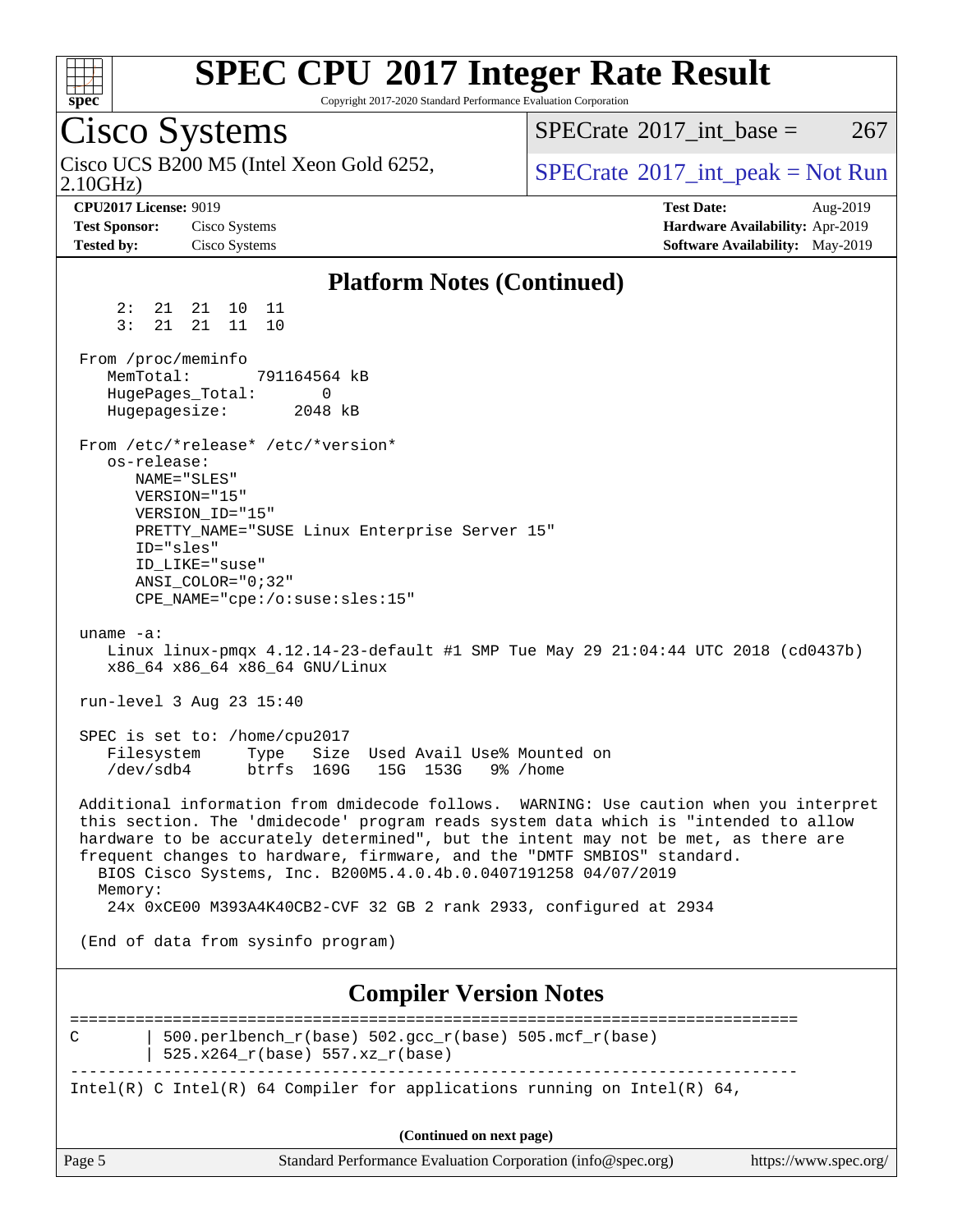## Platform Notes (Continued)

```
     2:  21  21  10  11
     3:  21  21  11  10

 From /proc/meminfo
    MemTotal:       791164564 kB
    HugePages_Total:       0
    Hugepagesize:       2048 kB

 From /etc/*release* /etc/*version*
    os-release:
       NAME="SLES"
       VERSION="15"
       VERSION_ID="15"
       PRETTY_NAME="SUSE Linux Enterprise Server 15"
       ID="sles"
       ID_LIKE="suse"
       ANSI_COLOR="0;32"
       CPE_NAME="cpe:/o:suse:sles:15"

 uname -a:
    Linux linux-pmqx 4.12.14-23-default #1 SMP Tue May 29 21:04:44 UTC 2018 (cd0437b)
    x86_64 x86_64 x86_64 GNU/Linux

 run-level 3 Aug 23 15:40

 SPEC is set to: /home/cpu2017
    Filesystem     Type   Size  Used Avail Use% Mounted on
    /dev/sdb4      btrfs  169G   15G  153G   9% /home

 Additional information from dmidecode follows.  WARNING: Use caution when you interpret
 this section. The 'dmidecode' program reads system data which is "intended to allow
 hardware to be accurately determined", but the intent may not be met, as there are
 frequent changes to hardware, firmware, and the "DMTF SMBIOS" standard.
   BIOS Cisco Systems, Inc. B200M5.4.0.4b.0.0407191258 04/07/2019
   Memory:
    24x 0xCE00 M393A4K40CB2-CVF 32 GB 2 rank 2933, configured at 2934

 (End of data from sysinfo program)
```

## Compiler Version Notes

```
==============================================================================
C       | 500.perlbench_r(base) 502.gcc_r(base) 505.mcf_r(base)
        | 525.x264_r(base) 557.xz_r(base)
------------------------------------------------------------------------------
Intel(R) C Intel(R) 64 Compiler for applications running on Intel(R) 64,
```

(Continued on next page)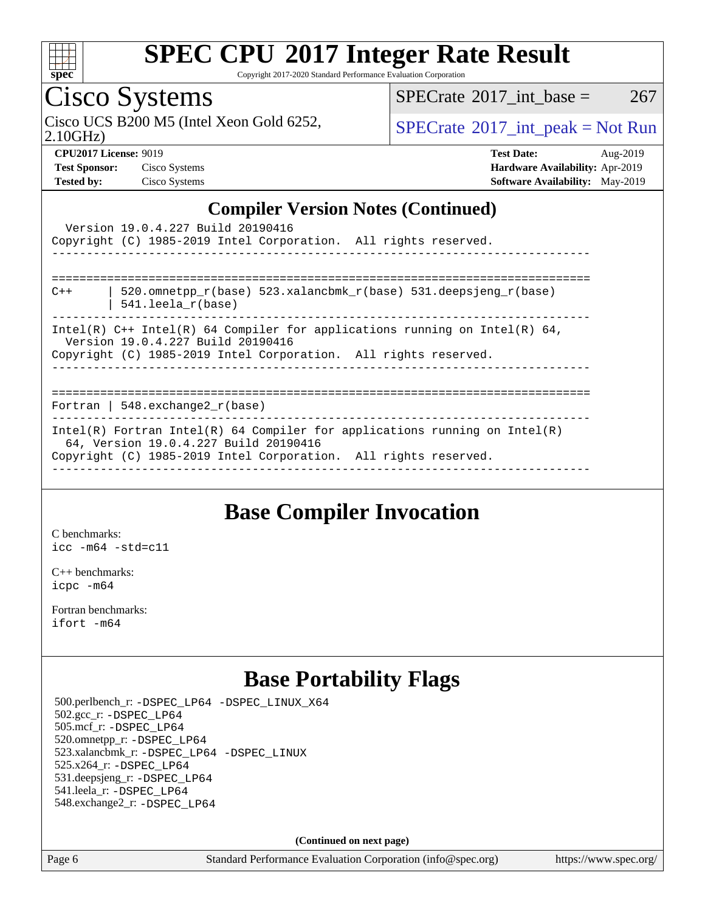# SPEC CPU 2017 Integer Rate Result

Copyright 2017-2020 Standard Performance Evaluation Corporation

## Cisco Systems

Cisco UCS B200 M5 (Intel Xeon Gold 6252, 2.10GHz)

SPECrate 2017_int_base = 267

SPECrate 2017_int_peak = Not Run

**CPU2017 License:** 9019
**Test Sponsor:** Cisco Systems
**Tested by:** Cisco Systems

**Test Date:** Aug-2019
**Hardware Availability:** Apr-2019
**Software Availability:** May-2019

## Compiler Version Notes (Continued)

```
  Version 19.0.4.227 Build 20190416
Copyright (C) 1985-2019 Intel Corporation.  All rights reserved.
------------------------------------------------------------------------------

==============================================================================
C++      | 520.omnetpp_r(base) 523.xalancbmk_r(base) 531.deepsjeng_r(base)
         | 541.leela_r(base)
------------------------------------------------------------------------------
Intel(R) C++ Intel(R) 64 Compiler for applications running on Intel(R) 64,
  Version 19.0.4.227 Build 20190416
Copyright (C) 1985-2019 Intel Corporation.  All rights reserved.
------------------------------------------------------------------------------

==============================================================================
Fortran | 548.exchange2_r(base)
------------------------------------------------------------------------------
Intel(R) Fortran Intel(R) 64 Compiler for applications running on Intel(R)
  64, Version 19.0.4.227 Build 20190416
Copyright (C) 1985-2019 Intel Corporation.  All rights reserved.
------------------------------------------------------------------------------
```

## Base Compiler Invocation

C benchmarks:
icc -m64 -std=c11

C++ benchmarks:
icpc -m64

Fortran benchmarks:
ifort -m64

## Base Portability Flags

500.perlbench_r: -DSPEC_LP64 -DSPEC_LINUX_X64
502.gcc_r: -DSPEC_LP64
505.mcf_r: -DSPEC_LP64
520.omnetpp_r: -DSPEC_LP64
523.xalancbmk_r: -DSPEC_LP64 -DSPEC_LINUX
525.x264_r: -DSPEC_LP64
531.deepsjeng_r: -DSPEC_LP64
541.leela_r: -DSPEC_LP64
548.exchange2_r: -DSPEC_LP64

**(Continued on next page)**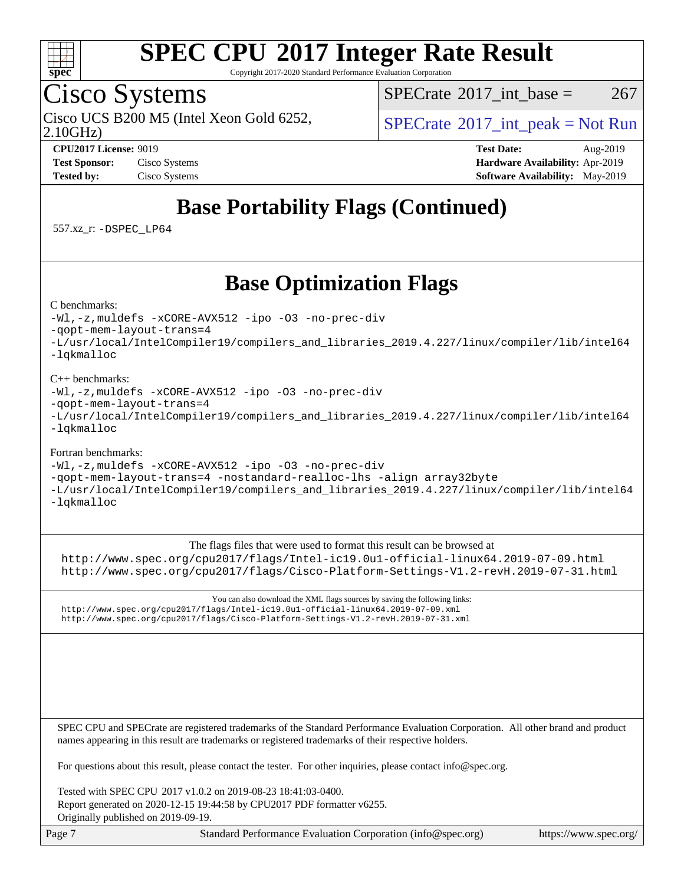# Base Portability Flags (Continued)

557.xz_r: -DSPEC_LP64

# Base Optimization Flags

C benchmarks:

```
-Wl,-z,muldefs -xCORE-AVX512 -ipo -O3 -no-prec-div
-qopt-mem-layout-trans=4
-L/usr/local/IntelCompiler19/compilers_and_libraries_2019.4.227/linux/compiler/lib/intel64
-lqkmalloc
```

C++ benchmarks:

```
-Wl,-z,muldefs -xCORE-AVX512 -ipo -O3 -no-prec-div
-qopt-mem-layout-trans=4
-L/usr/local/IntelCompiler19/compilers_and_libraries_2019.4.227/linux/compiler/lib/intel64
-lqkmalloc
```

Fortran benchmarks:

```
-Wl,-z,muldefs -xCORE-AVX512 -ipo -O3 -no-prec-div
-qopt-mem-layout-trans=4 -nostandard-realloc-lhs -align array32byte
-L/usr/local/IntelCompiler19/compilers_and_libraries_2019.4.227/linux/compiler/lib/intel64
-lqkmalloc
```

The flags files that were used to format this result can be browsed at
http://www.spec.org/cpu2017/flags/Intel-ic19.0u1-official-linux64.2019-07-09.html
http://www.spec.org/cpu2017/flags/Cisco-Platform-Settings-V1.2-revH.2019-07-31.html

You can also download the XML flags sources by saving the following links:
http://www.spec.org/cpu2017/flags/Intel-ic19.0u1-official-linux64.2019-07-09.xml
http://www.spec.org/cpu2017/flags/Cisco-Platform-Settings-V1.2-revH.2019-07-31.xml

SPEC CPU and SPECrate are registered trademarks of the Standard Performance Evaluation Corporation. All other brand and product names appearing in this result are trademarks or registered trademarks of their respective holders.

For questions about this result, please contact the tester. For other inquiries, please contact info@spec.org.

Tested with SPEC CPU 2017 v1.0.2 on 2019-08-23 18:41:03-0400.
Report generated on 2020-12-15 19:44:58 by CPU2017 PDF formatter v6255.
Originally published on 2019-09-19.